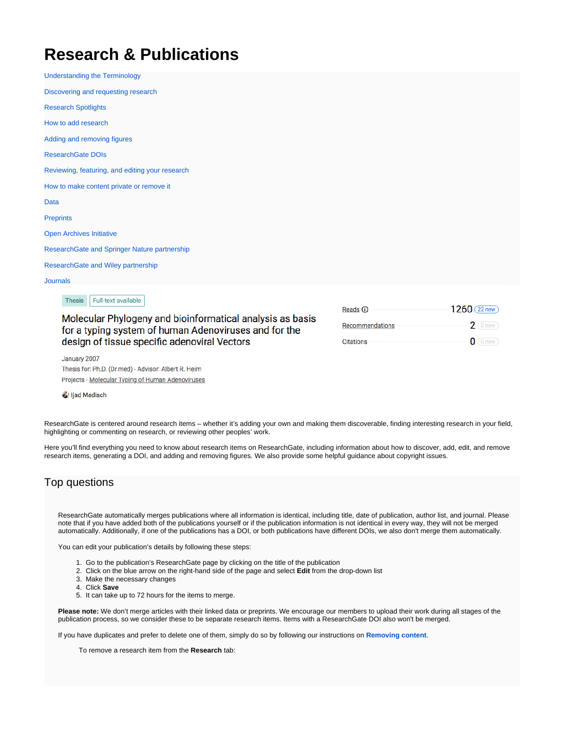# Research & Publications

Understanding the Terminology

Discovering and requesting research

Research Spotlights

How to add research

Adding and removing figures

ResearchGate DOIs

Reviewing, featuring, and editing your research

How to make content private or remove it

Data

Preprints

Open Archives Initiative

ResearchGate and Springer Nature partnership

ResearchGate and Wiley partnership

Journals

Thesis | Full-text available

Molecular Phylogeny and bioinformatical analysis as basis for a typing system of human Adenoviruses and for the design of tissue specific adenoviral Vectors

January 2007

Thesis for: Ph.D. (Dr.med) · Advisor: Albert R. Heim

Projects · Molecular Typing of Human Adenoviruses

Ijad Madisch

| | | |
|---|---|---|
| Reads | 1260 | 22 new |
| Recommendations | 2 | 0 new |
| Citations | 0 | 0 new |

ResearchGate is centered around research items – whether it's adding your own and making them discoverable, finding interesting research in your field, highlighting or commenting on research, or reviewing other peoples' work.

Here you'll find everything you need to know about research items on ResearchGate, including information about how to discover, add, edit, and remove research items, generating a DOI, and adding and removing figures. We also provide some helpful guidance about copyright issues.

## Top questions

ResearchGate automatically merges publications where all information is identical, including title, date of publication, author list, and journal. Please note that if you have added both of the publications yourself or if the publication information is not identical in every way, they will not be merged automatically. Additionally, if one of the publications has a DOI, or both publications have different DOIs, we also don't merge them automatically.

You can edit your publication's details by following these steps:

1. Go to the publication's ResearchGate page by clicking on the title of the publication
2. Click on the blue arrow on the right-hand side of the page and select **Edit** from the drop-down list
3. Make the necessary changes
4. Click **Save**
5. It can take up to 72 hours for the items to merge.

**Please note:** We don't merge articles with their linked data or preprints. We encourage our members to upload their work during all stages of the publication process, so we consider these to be separate research items. Items with a ResearchGate DOI also won't be merged.

If you have duplicates and prefer to delete one of them, simply do so by following our instructions on **Removing content**.

To remove a research item from the **Research** tab: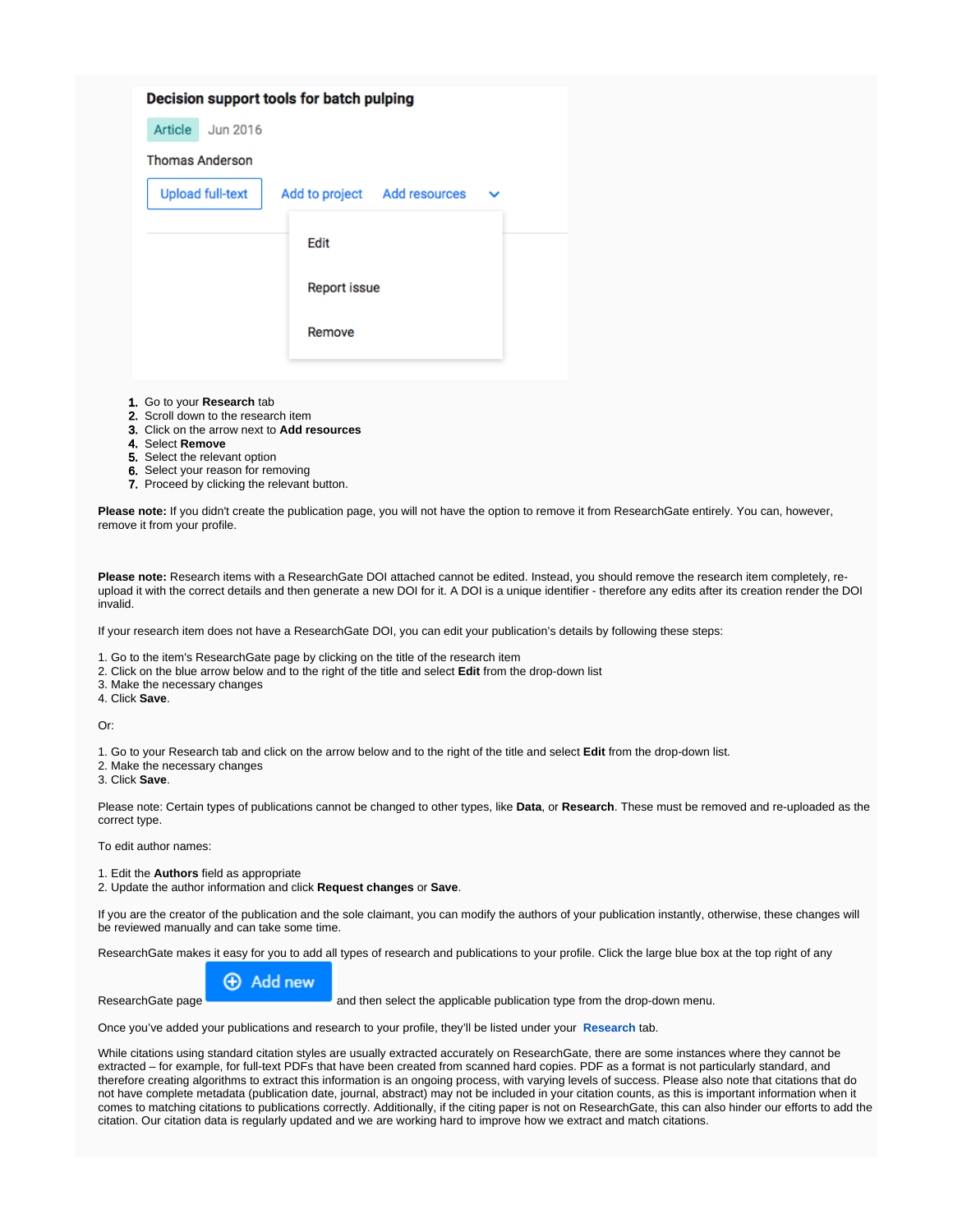Decision support tools for batch pulping

Article Jun 2016

Thomas Anderson

Upload full-text Add to project Add resources

Edit

Report issue

Remove

1. Go to your **Research** tab
2. Scroll down to the research item
3. Click on the arrow next to **Add resources**
4. Select **Remove**
5. Select the relevant option
6. Select your reason for removing
7. Proceed by clicking the relevant button.

**Please note:** If you didn't create the publication page, you will not have the option to remove it from ResearchGate entirely. You can, however, remove it from your profile.

**Please note:** Research items with a ResearchGate DOI attached cannot be edited. Instead, you should remove the research item completely, re-upload it with the correct details and then generate a new DOI for it. A DOI is a unique identifier - therefore any edits after its creation render the DOI invalid.

If your research item does not have a ResearchGate DOI, you can edit your publication's details by following these steps:

1. Go to the item's ResearchGate page by clicking on the title of the research item
2. Click on the blue arrow below and to the right of the title and select **Edit** from the drop-down list
3. Make the necessary changes
4. Click **Save**.

Or:

1. Go to your Research tab and click on the arrow below and to the right of the title and select **Edit** from the drop-down list.
2. Make the necessary changes
3. Click **Save**.

Please note: Certain types of publications cannot be changed to other types, like **Data**, or **Research**. These must be removed and re-uploaded as the correct type.

To edit author names:

1. Edit the **Authors** field as appropriate
2. Update the author information and click **Request changes** or **Save**.

If you are the creator of the publication and the sole claimant, you can modify the authors of your publication instantly, otherwise, these changes will be reviewed manually and can take some time.

ResearchGate makes it easy for you to add all types of research and publications to your profile. Click the large blue box at the top right of any ResearchGate page **Add new** and then select the applicable publication type from the drop-down menu.

Once you've added your publications and research to your profile, they'll be listed under your **Research** tab.

While citations using standard citation styles are usually extracted accurately on ResearchGate, there are some instances where they cannot be extracted – for example, for full-text PDFs that have been created from scanned hard copies. PDF as a format is not particularly standard, and therefore creating algorithms to extract this information is an ongoing process, with varying levels of success. Please also note that citations that do not have complete metadata (publication date, journal, abstract) may not be included in your citation counts, as this is important information when it comes to matching citations to publications correctly. Additionally, if the citing paper is not on ResearchGate, this can also hinder our efforts to add the citation. Our citation data is regularly updated and we are working hard to improve how we extract and match citations.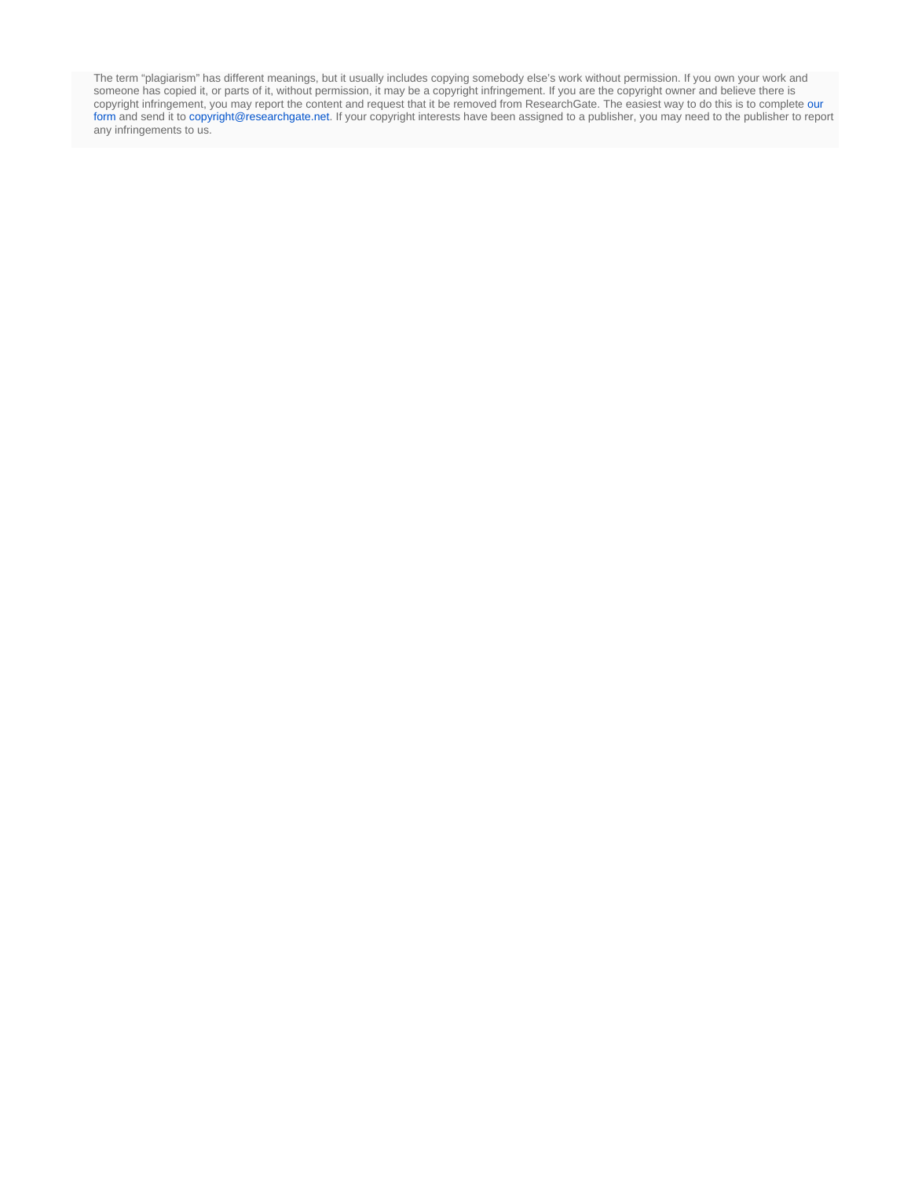The term “plagiarism” has different meanings, but it usually includes copying somebody else’s work without permission. If you own your work and someone has copied it, or parts of it, without permission, it may be a copyright infringement. If you are the copyright owner and believe there is copyright infringement, you may report the content and request that it be removed from ResearchGate. The easiest way to do this is to complete our form and send it to copyright@researchgate.net. If your copyright interests have been assigned to a publisher, you may need to the publisher to report any infringements to us.